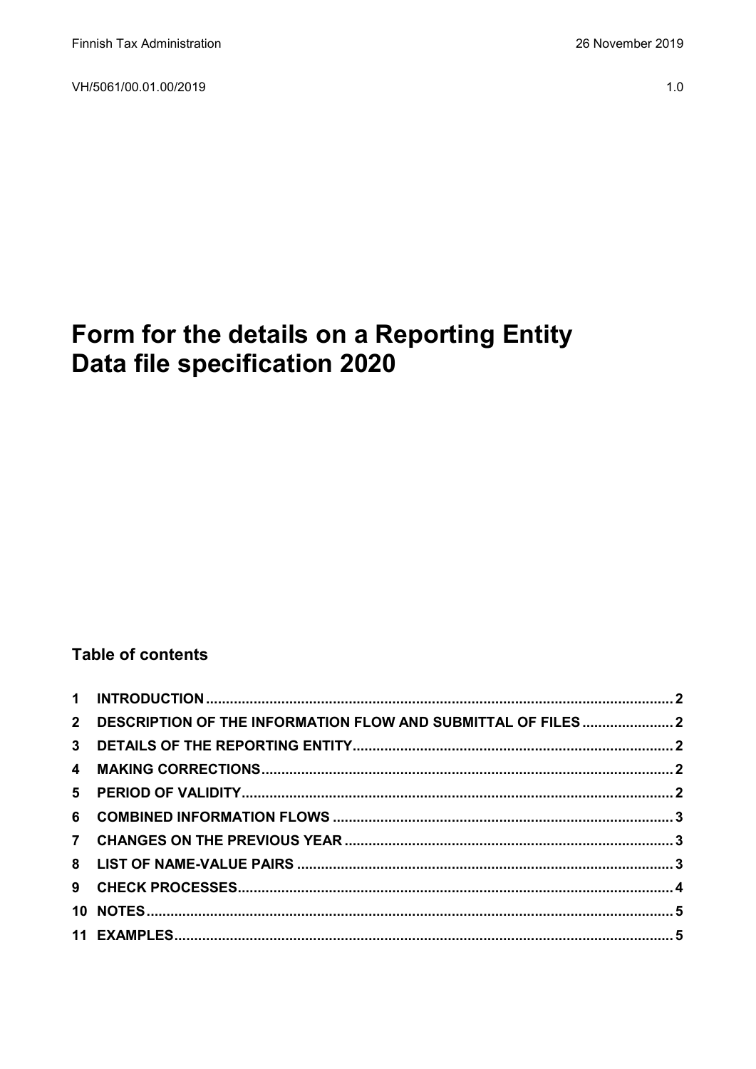Finnish Tax Administration 26 November 2019

VH/5061/00.01.00/2019 1.0

# Form for the details on a Reporting Entity Data file specification 2020

## Table of contents

1 INTRODUCTION ........ 2
2 DESCRIPTION OF THE INFORMATION FLOW AND SUBMITTAL OF FILES ........ 2
3 DETAILS OF THE REPORTING ENTITY ........ 2
4 MAKING CORRECTIONS ........ 2
5 PERIOD OF VALIDITY ........ 2
6 COMBINED INFORMATION FLOWS ........ 3
7 CHANGES ON THE PREVIOUS YEAR ........ 3
8 LIST OF NAME-VALUE PAIRS ........ 3
9 CHECK PROCESSES ........ 4
10 NOTES ........ 5
11 EXAMPLES ........ 5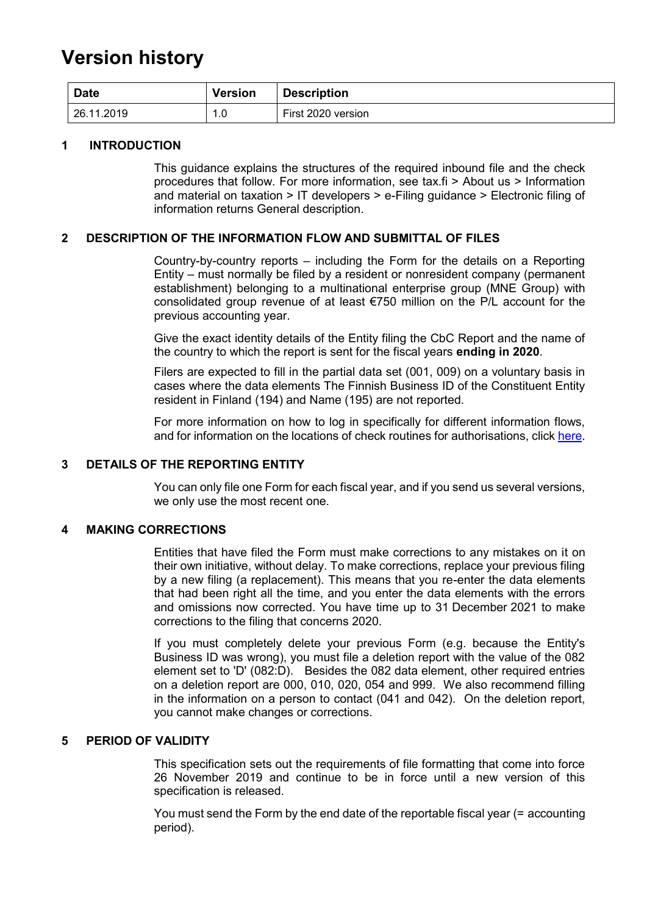# Version history

| Date | Version | Description |
|---|---|---|
| 26.11.2019 | 1.0 | First 2020 version |

## 1 INTRODUCTION

This guidance explains the structures of the required inbound file and the check procedures that follow. For more information, see tax.fi > About us > Information and material on taxation > IT developers > e-Filing guidance > Electronic filing of information returns General description.

## 2 DESCRIPTION OF THE INFORMATION FLOW AND SUBMITTAL OF FILES

Country-by-country reports – including the Form for the details on a Reporting Entity – must normally be filed by a resident or nonresident company (permanent establishment) belonging to a multinational enterprise group (MNE Group) with consolidated group revenue of at least €750 million on the P/L account for the previous accounting year.

Give the exact identity details of the Entity filing the CbC Report and the name of the country to which the report is sent for the fiscal years **ending in 2020**.

Filers are expected to fill in the partial data set (001, 009) on a voluntary basis in cases where the data elements The Finnish Business ID of the Constituent Entity resident in Finland (194) and Name (195) are not reported.

For more information on how to log in specifically for different information flows, and for information on the locations of check routines for authorisations, click here.

## 3 DETAILS OF THE REPORTING ENTITY

You can only file one Form for each fiscal year, and if you send us several versions, we only use the most recent one.

## 4 MAKING CORRECTIONS

Entities that have filed the Form must make corrections to any mistakes on it on their own initiative, without delay. To make corrections, replace your previous filing by a new filing (a replacement). This means that you re-enter the data elements that had been right all the time, and you enter the data elements with the errors and omissions now corrected. You have time up to 31 December 2021 to make corrections to the filing that concerns 2020.

If you must completely delete your previous Form (e.g. because the Entity's Business ID was wrong), you must file a deletion report with the value of the 082 element set to 'D' (082:D). Besides the 082 data element, other required entries on a deletion report are 000, 010, 020, 054 and 999. We also recommend filling in the information on a person to contact (041 and 042). On the deletion report, you cannot make changes or corrections.

## 5 PERIOD OF VALIDITY

This specification sets out the requirements of file formatting that come into force 26 November 2019 and continue to be in force until a new version of this specification is released.

You must send the Form by the end date of the reportable fiscal year (= accounting period).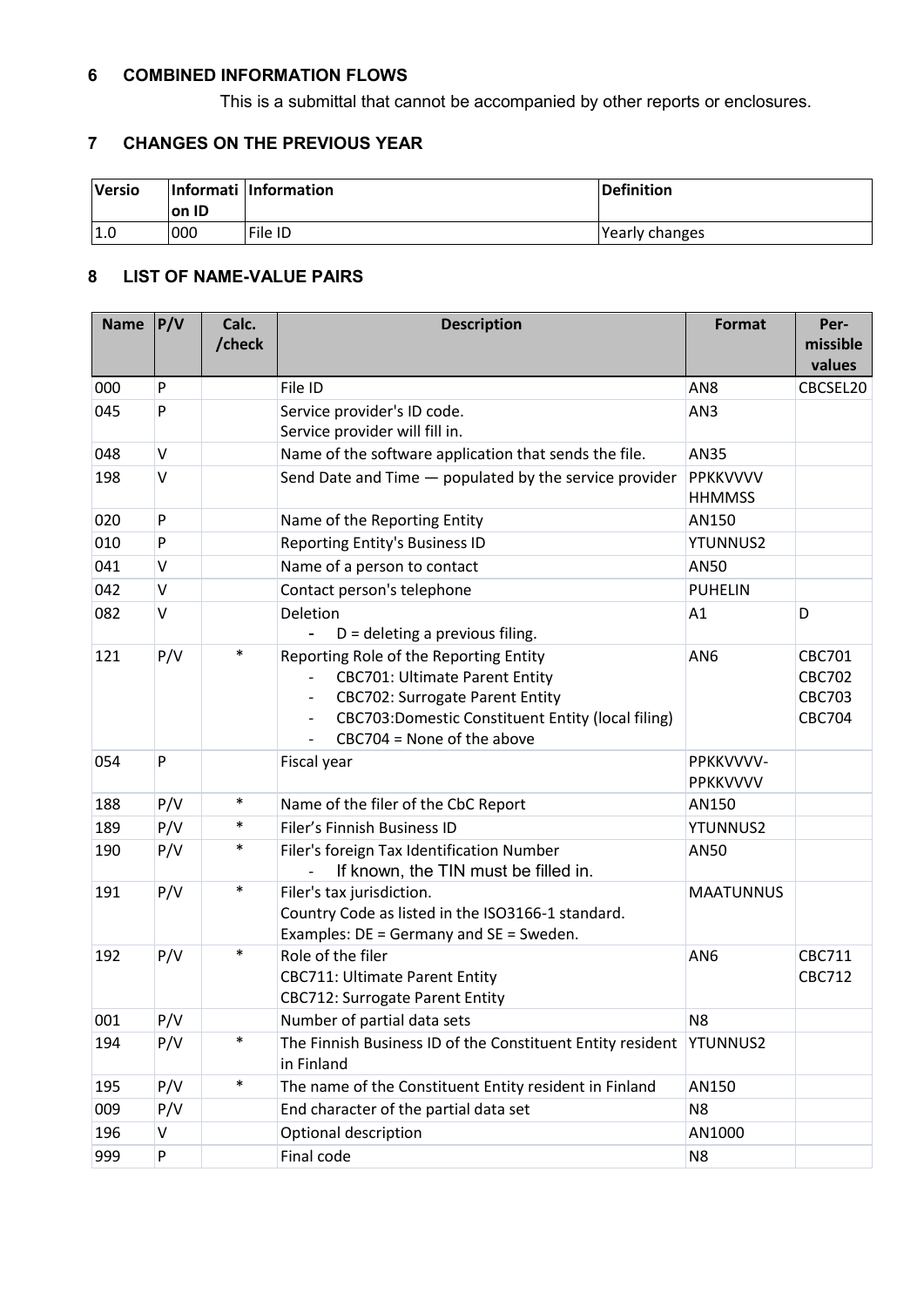## 6 COMBINED INFORMATION FLOWS

This is a submittal that cannot be accompanied by other reports or enclosures.

## 7 CHANGES ON THE PREVIOUS YEAR

| Versio | Information ID | Information | Definition |
|---|---|---|---|
| 1.0 | 000 | File ID | Yearly changes |

## 8 LIST OF NAME-VALUE PAIRS

| Name | P/V | Calc. /check | Description | Format | Per-missible values |
|---|---|---|---|---|---|
| 000 | P | | File ID | AN8 | CBCSEL20 |
| 045 | P | | Service provider's ID code.<br>Service provider will fill in. | AN3 | |
| 048 | V | | Name of the software application that sends the file. | AN35 | |
| 198 | V | | Send Date and Time — populated by the service provider | PPKKVVVV HHMMSS | |
| 020 | P | | Name of the Reporting Entity | AN150 | |
| 010 | P | | Reporting Entity's Business ID | YTUNNUS2 | |
| 041 | V | | Name of a person to contact | AN50 | |
| 042 | V | | Contact person's telephone | PUHELIN | |
| 082 | V | | Deletion<br>- D = deleting a previous filing. | A1 | D |
| 121 | P/V | * | Reporting Role of the Reporting Entity<br>- CBC701: Ultimate Parent Entity<br>- CBC702: Surrogate Parent Entity<br>- CBC703:Domestic Constituent Entity (local filing)<br>- CBC704 = None of the above | AN6 | CBC701<br>CBC702<br>CBC703<br>CBC704 |
| 054 | P | | Fiscal year | PPKKVVVV-PPKKVVVV | |
| 188 | P/V | * | Name of the filer of the CbC Report | AN150 | |
| 189 | P/V | * | Filer's Finnish Business ID | YTUNNUS2 | |
| 190 | P/V | * | Filer's foreign Tax Identification Number<br>- If known, the TIN must be filled in. | AN50 | |
| 191 | P/V | * | Filer's tax jurisdiction.<br>Country Code as listed in the ISO3166-1 standard.<br>Examples: DE = Germany and SE = Sweden. | MAATUNNUS | |
| 192 | P/V | * | Role of the filer<br>CBC711: Ultimate Parent Entity<br>CBC712: Surrogate Parent Entity | AN6 | CBC711<br>CBC712 |
| 001 | P/V | | Number of partial data sets | N8 | |
| 194 | P/V | * | The Finnish Business ID of the Constituent Entity resident in Finland | YTUNNUS2 | |
| 195 | P/V | * | The name of the Constituent Entity resident in Finland | AN150 | |
| 009 | P/V | | End character of the partial data set | N8 | |
| 196 | V | | Optional description | AN1000 | |
| 999 | P | | Final code | N8 | |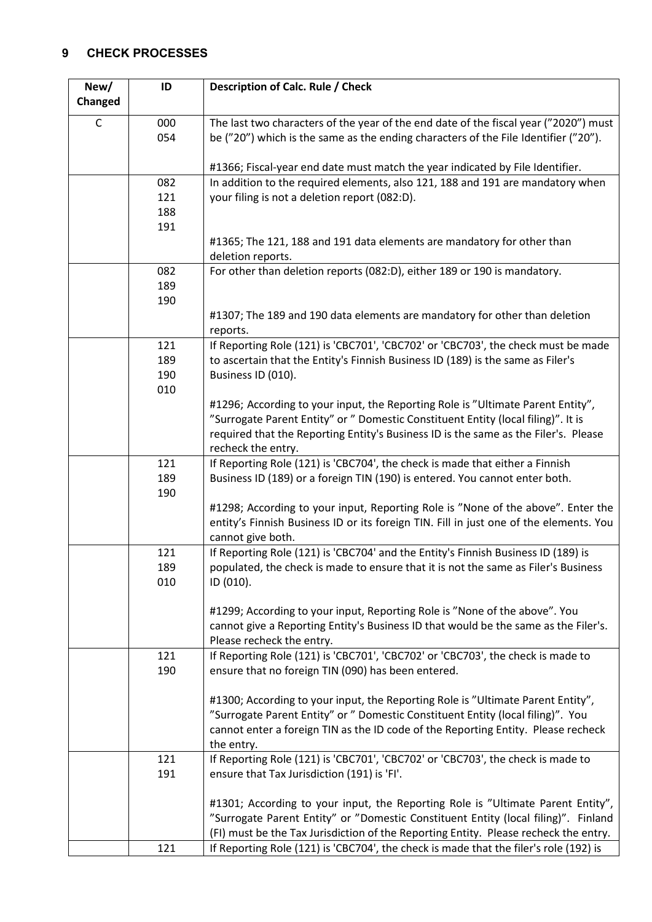## 9 CHECK PROCESSES

| New/ Changed | ID | Description of Calc. Rule / Check |
|---|---|---|
| C | 000<br>054 | The last two characters of the year of the end date of the fiscal year (”2020”) must be (”20”) which is the same as the ending characters of the File Identifier (”20”).<br><br>#1366; Fiscal-year end date must match the year indicated by File Identifier. |
| | 082<br>121<br>188<br>191 | In addition to the required elements, also 121, 188 and 191 are mandatory when your filing is not a deletion report (082:D).<br><br>#1365; The 121, 188 and 191 data elements are mandatory for other than deletion reports. |
| | 082<br>189<br>190 | For other than deletion reports (082:D), either 189 or 190 is mandatory.<br><br>#1307; The 189 and 190 data elements are mandatory for other than deletion reports. |
| | 121<br>189<br>190<br>010 | If Reporting Role (121) is 'CBC701', 'CBC702' or 'CBC703', the check must be made to ascertain that the Entity's Finnish Business ID (189) is the same as Filer's Business ID (010).<br><br>#1296; According to your input, the Reporting Role is ”Ultimate Parent Entity”, ”Surrogate Parent Entity” or ” Domestic Constituent Entity (local filing)”. It is required that the Reporting Entity's Business ID is the same as the Filer's. Please recheck the entry. |
| | 121<br>189<br>190 | If Reporting Role (121) is 'CBC704', the check is made that either a Finnish Business ID (189) or a foreign TIN (190) is entered. You cannot enter both.<br><br>#1298; According to your input, Reporting Role is ”None of the above”. Enter the entity’s Finnish Business ID or its foreign TIN. Fill in just one of the elements. You cannot give both. |
| | 121<br>189<br>010 | If Reporting Role (121) is 'CBC704' and the Entity's Finnish Business ID (189) is populated, the check is made to ensure that it is not the same as Filer's Business ID (010).<br><br>#1299; According to your input, Reporting Role is ”None of the above”. You cannot give a Reporting Entity's Business ID that would be the same as the Filer's. Please recheck the entry. |
| | 121<br>190 | If Reporting Role (121) is 'CBC701', 'CBC702' or 'CBC703', the check is made to ensure that no foreign TIN (090) has been entered.<br><br>#1300; According to your input, the Reporting Role is ”Ultimate Parent Entity”, ”Surrogate Parent Entity” or ” Domestic Constituent Entity (local filing)”. You cannot enter a foreign TIN as the ID code of the Reporting Entity. Please recheck the entry. |
| | 121<br>191 | If Reporting Role (121) is 'CBC701', 'CBC702' or 'CBC703', the check is made to ensure that Tax Jurisdiction (191) is 'FI'.<br><br>#1301; According to your input, the Reporting Role is ”Ultimate Parent Entity”, ”Surrogate Parent Entity” or ”Domestic Constituent Entity (local filing)”. Finland (FI) must be the Tax Jurisdiction of the Reporting Entity. Please recheck the entry. |
| | 121 | If Reporting Role (121) is 'CBC704', the check is made that the filer's role (192) is |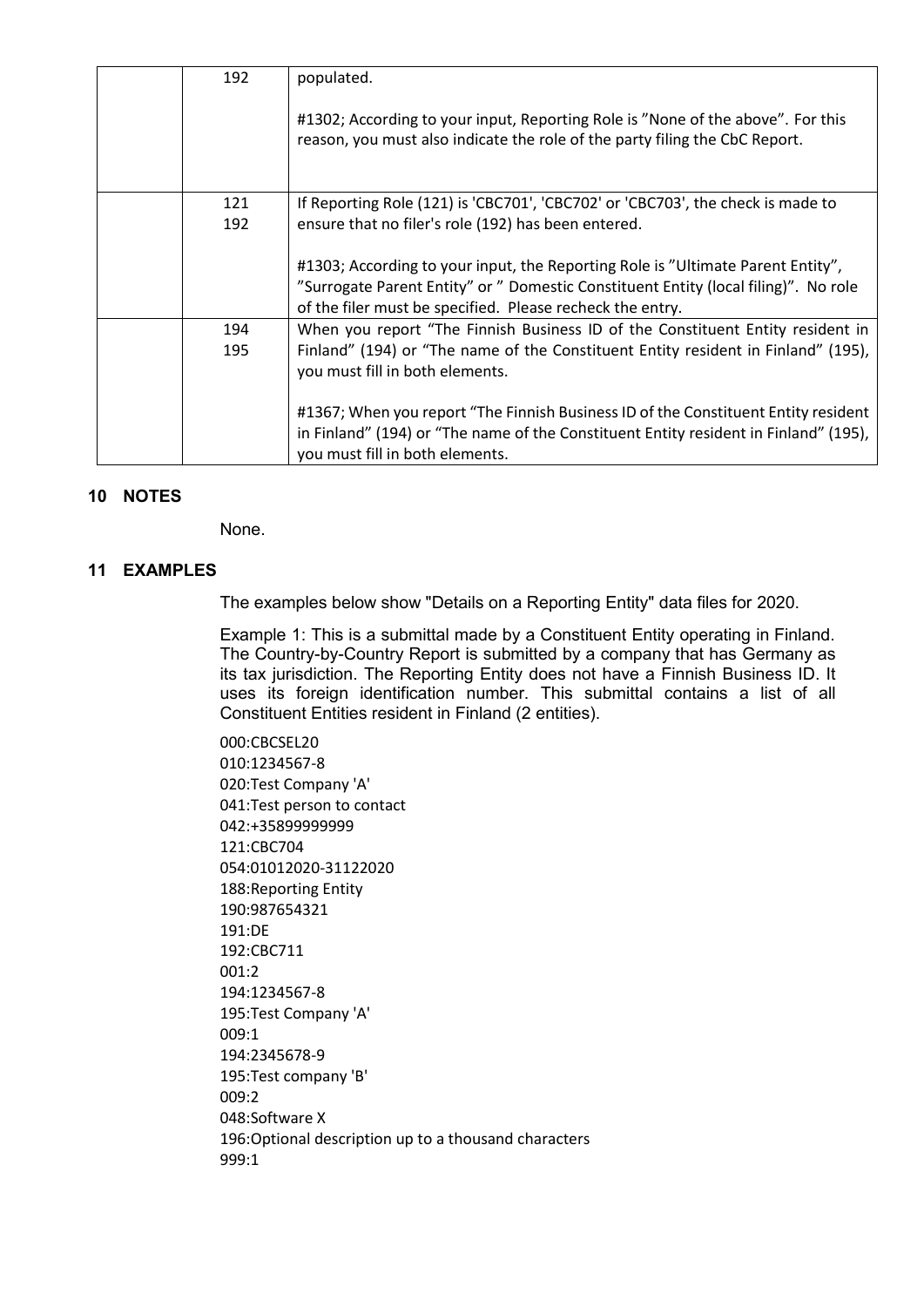| | | |
|---|---|---|
| | 192 | populated.<br><br>#1302; According to your input, Reporting Role is ”None of the above”. For this reason, you must also indicate the role of the party filing the CbC Report. |
| | 121<br>192 | If Reporting Role (121) is 'CBC701', 'CBC702' or 'CBC703', the check is made to ensure that no filer's role (192) has been entered.<br><br>#1303; According to your input, the Reporting Role is ”Ultimate Parent Entity”, ”Surrogate Parent Entity” or ” Domestic Constituent Entity (local filing)”. No role of the filer must be specified. Please recheck the entry. |
| | 194<br>195 | When you report “The Finnish Business ID of the Constituent Entity resident in Finland” (194) or “The name of the Constituent Entity resident in Finland” (195), you must fill in both elements.<br><br>#1367; When you report “The Finnish Business ID of the Constituent Entity resident in Finland” (194) or “The name of the Constituent Entity resident in Finland” (195), you must fill in both elements. |

## 10 NOTES

None.

## 11 EXAMPLES

The examples below show "Details on a Reporting Entity" data files for 2020.

Example 1: This is a submittal made by a Constituent Entity operating in Finland. The Country-by-Country Report is submitted by a company that has Germany as its tax jurisdiction. The Reporting Entity does not have a Finnish Business ID. It uses its foreign identification number. This submittal contains a list of all Constituent Entities resident in Finland (2 entities).

```
000:CBCSEL20
010:1234567-8
020:Test Company 'A'
041:Test person to contact
042:+35899999999
121:CBC704
054:01012020-31122020
188:Reporting Entity
190:987654321
191:DE
192:CBC711
001:2
194:1234567-8
195:Test Company 'A'
009:1
194:2345678-9
195:Test company 'B'
009:2
048:Software X
196:Optional description up to a thousand characters
999:1
```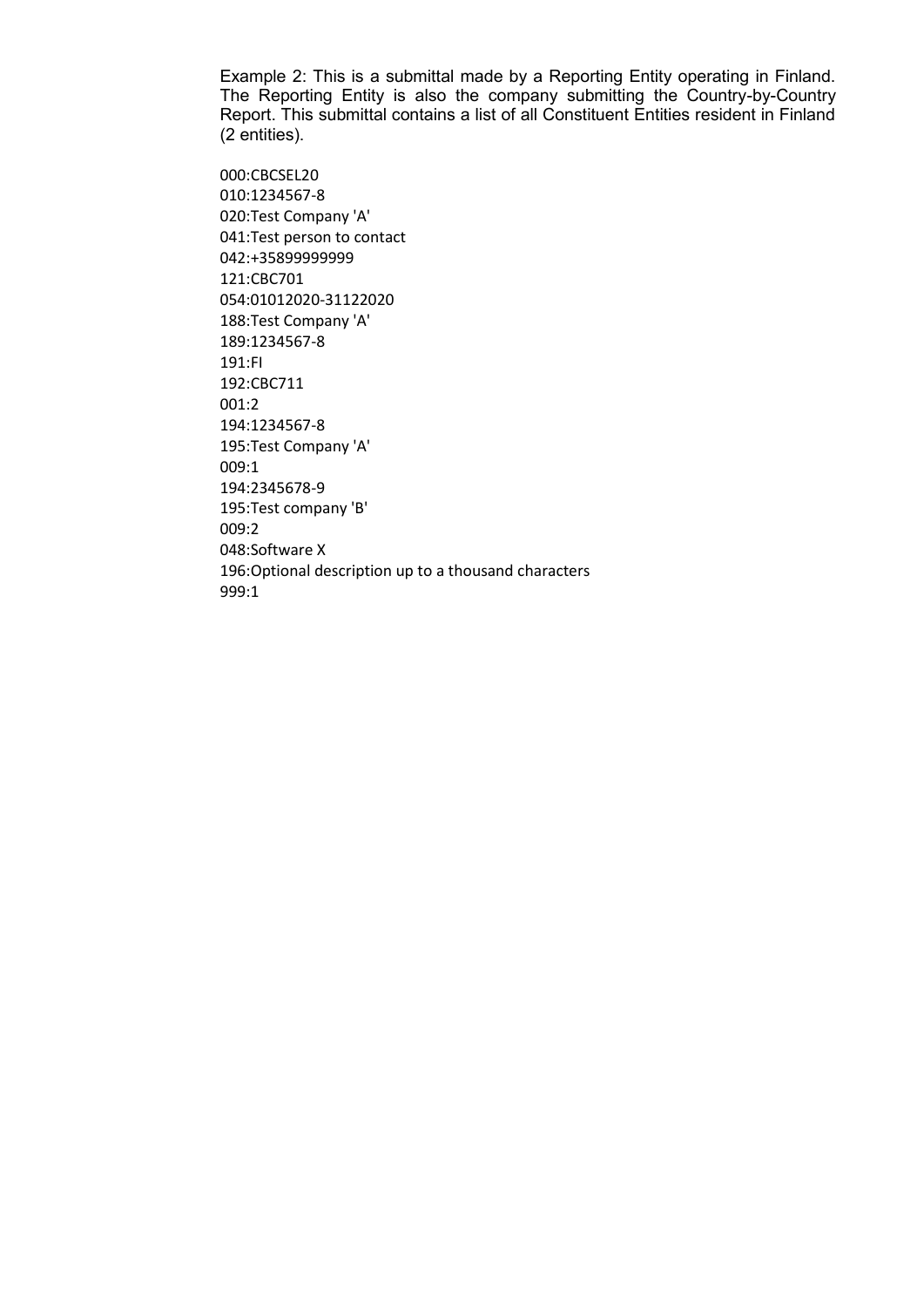Example 2: This is a submittal made by a Reporting Entity operating in Finland. The Reporting Entity is also the company submitting the Country-by-Country Report. This submittal contains a list of all Constituent Entities resident in Finland (2 entities).

```
000:CBCSEL20
010:1234567-8
020:Test Company 'A'
041:Test person to contact
042:+35899999999
121:CBC701
054:01012020-31122020
188:Test Company 'A'
189:1234567-8
191:FI
192:CBC711
001:2
194:1234567-8
195:Test Company 'A'
009:1
194:2345678-9
195:Test company 'B'
009:2
048:Software X
196:Optional description up to a thousand characters
999:1
```